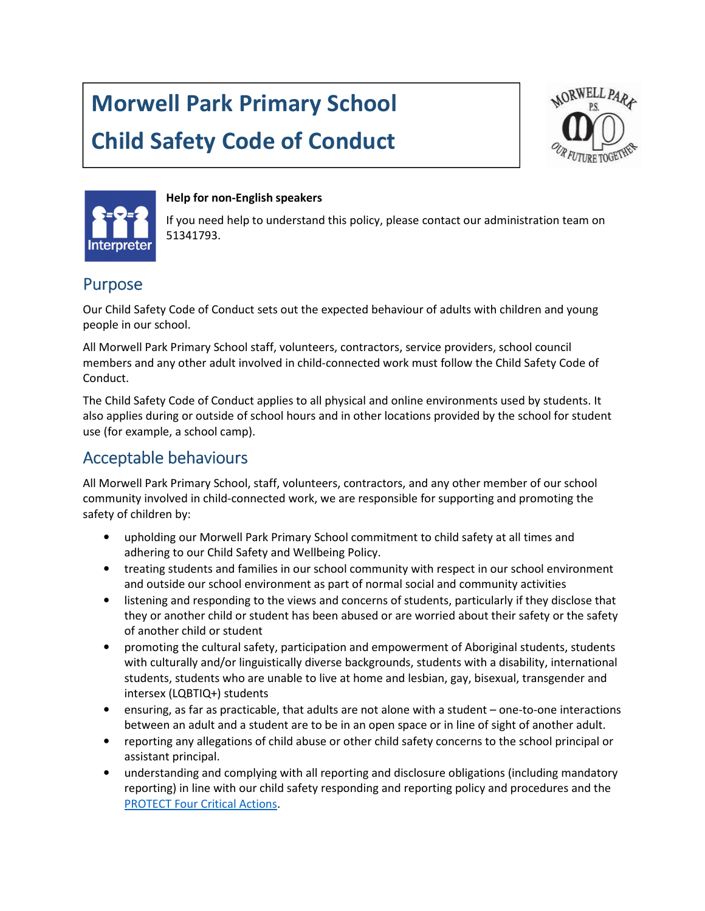# Morwell Park Primary School

# Child Safety Code of Conduct

**Help for non-English speakers**

If you need help to understand this policy, please contact our administration team on 51341793.

## Purpose

Our Child Safety Code of Conduct sets out the expected behaviour of adults with children and young people in our school.

All Morwell Park Primary School staff, volunteers, contractors, service providers, school council members and any other adult involved in child-connected work must follow the Child Safety Code of Conduct.

The Child Safety Code of Conduct applies to all physical and online environments used by students. It also applies during or outside of school hours and in other locations provided by the school for student use (for example, a school camp).

## Acceptable behaviours

All Morwell Park Primary School, staff, volunteers, contractors, and any other member of our school community involved in child-connected work, we are responsible for supporting and promoting the safety of children by:

- upholding our Morwell Park Primary School commitment to child safety at all times and adhering to our Child Safety and Wellbeing Policy.
- treating students and families in our school community with respect in our school environment and outside our school environment as part of normal social and community activities
- listening and responding to the views and concerns of students, particularly if they disclose that they or another child or student has been abused or are worried about their safety or the safety of another child or student
- promoting the cultural safety, participation and empowerment of Aboriginal students, students with culturally and/or linguistically diverse backgrounds, students with a disability, international students, students who are unable to live at home and lesbian, gay, bisexual, transgender and intersex (LQBTIQ+) students
- ensuring, as far as practicable, that adults are not alone with a student – one-to-one interactions between an adult and a student are to be in an open space or in line of sight of another adult.
- reporting any allegations of child abuse or other child safety concerns to the school principal or assistant principal.
- understanding and complying with all reporting and disclosure obligations (including mandatory reporting) in line with our child safety responding and reporting policy and procedures and the PROTECT Four Critical Actions.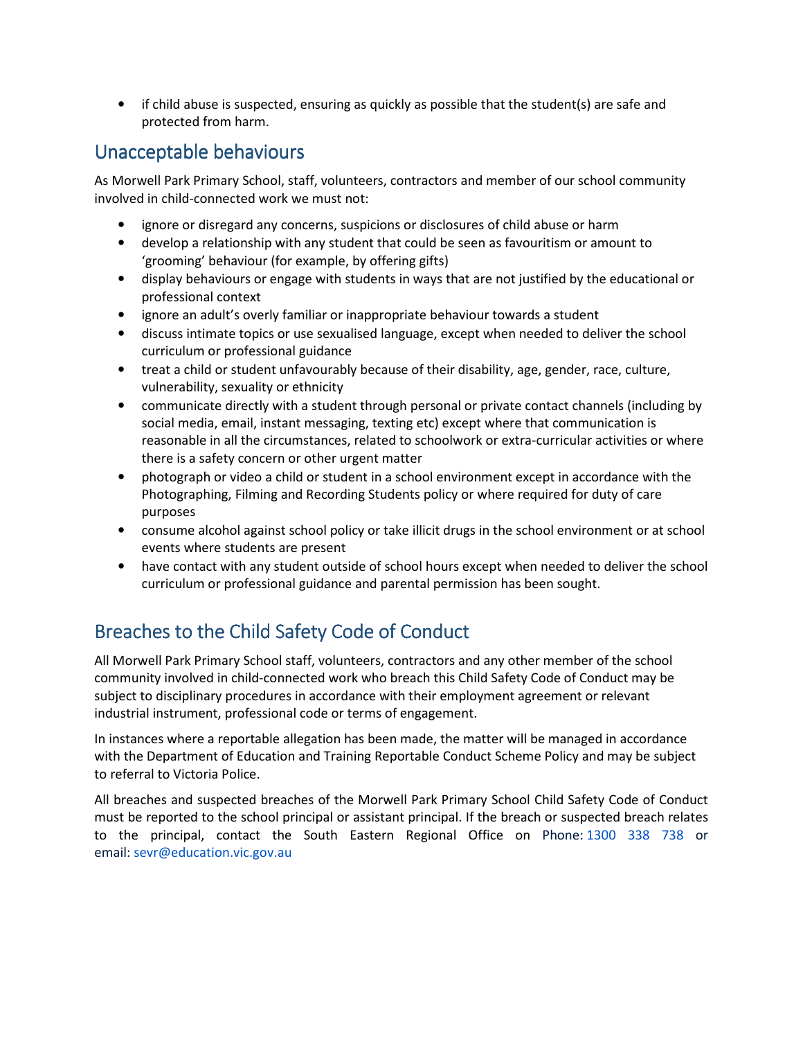- if child abuse is suspected, ensuring as quickly as possible that the student(s) are safe and protected from harm.

## Unacceptable behaviours

As Morwell Park Primary School, staff, volunteers, contractors and member of our school community involved in child-connected work we must not:

- ignore or disregard any concerns, suspicions or disclosures of child abuse or harm
- develop a relationship with any student that could be seen as favouritism or amount to 'grooming' behaviour (for example, by offering gifts)
- display behaviours or engage with students in ways that are not justified by the educational or professional context
- ignore an adult's overly familiar or inappropriate behaviour towards a student
- discuss intimate topics or use sexualised language, except when needed to deliver the school curriculum or professional guidance
- treat a child or student unfavourably because of their disability, age, gender, race, culture, vulnerability, sexuality or ethnicity
- communicate directly with a student through personal or private contact channels (including by social media, email, instant messaging, texting etc) except where that communication is reasonable in all the circumstances, related to schoolwork or extra-curricular activities or where there is a safety concern or other urgent matter
- photograph or video a child or student in a school environment except in accordance with the Photographing, Filming and Recording Students policy or where required for duty of care purposes
- consume alcohol against school policy or take illicit drugs in the school environment or at school events where students are present
- have contact with any student outside of school hours except when needed to deliver the school curriculum or professional guidance and parental permission has been sought.

## Breaches to the Child Safety Code of Conduct

All Morwell Park Primary School staff, volunteers, contractors and any other member of the school community involved in child-connected work who breach this Child Safety Code of Conduct may be subject to disciplinary procedures in accordance with their employment agreement or relevant industrial instrument, professional code or terms of engagement.

In instances where a reportable allegation has been made, the matter will be managed in accordance with the Department of Education and Training Reportable Conduct Scheme Policy and may be subject to referral to Victoria Police.

All breaches and suspected breaches of the Morwell Park Primary School Child Safety Code of Conduct must be reported to the school principal or assistant principal. If the breach or suspected breach relates to the principal, contact the South Eastern Regional Office on Phone: 1300 338 738 or email: sevr@education.vic.gov.au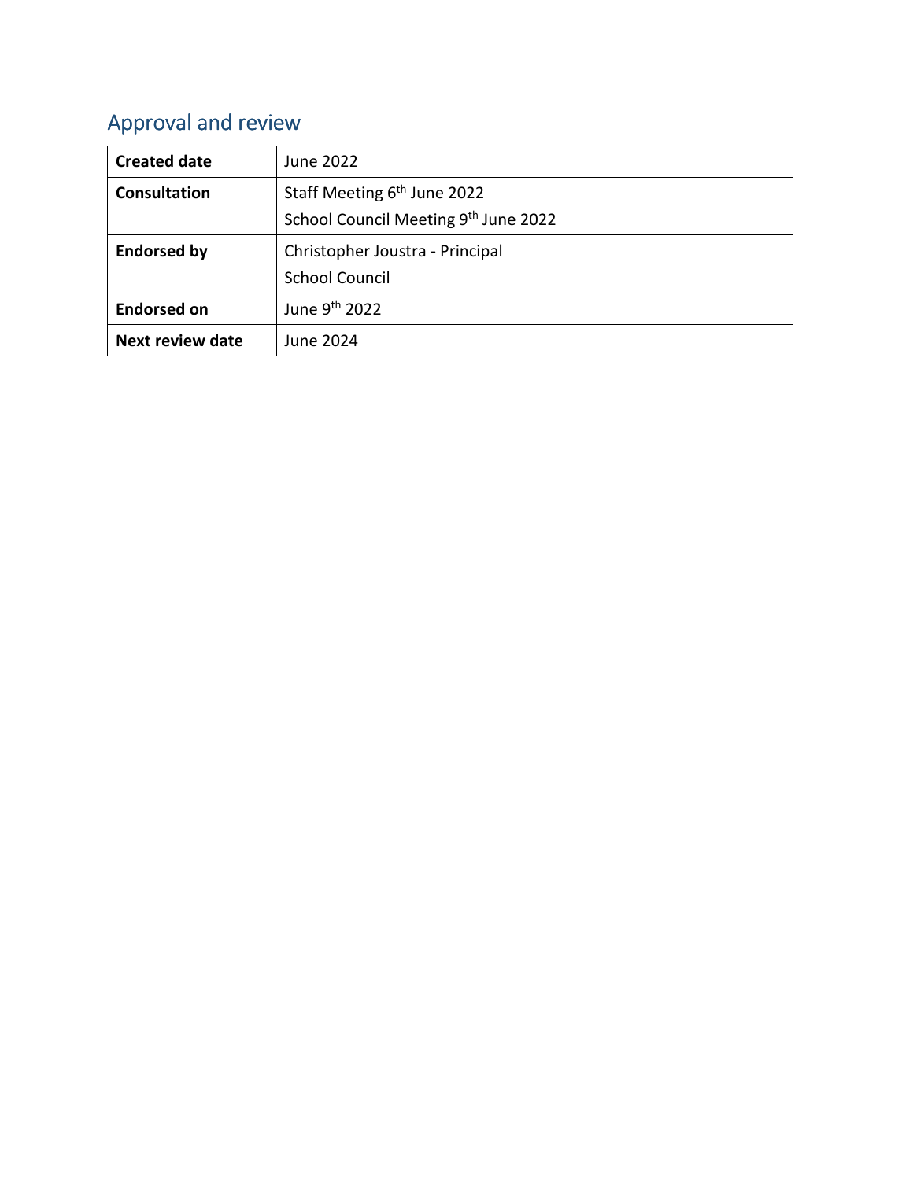## Approval and review

| | |
|---|---|
| **Created date** | June 2022 |
| **Consultation** | Staff Meeting 6th June 2022<br>School Council Meeting 9th June 2022 |
| **Endorsed by** | Christopher Joustra - Principal<br>School Council |
| **Endorsed on** | June 9th 2022 |
| **Next review date** | June 2024 |